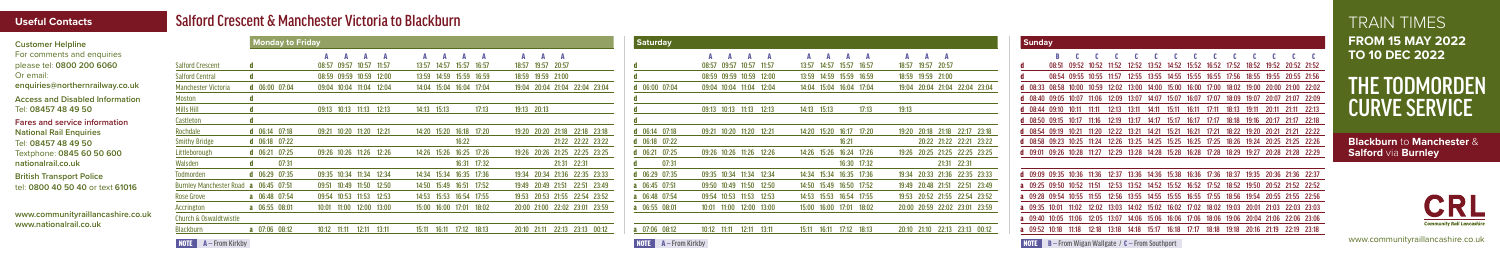## Useful Contacts

**Customer Helpline**
For comments and enquiries please tel: **0800 200 6060**
Or email:
**enquiries@northernrailway.co.uk**

**Access and Disabled Information**
Tel: **08457 48 49 50**

**Fares and service information**
**National Rail Enquiries**
Tel: **08457 48 49 50**
Textphone: **0845 60 50 600**
**nationalrail.co.uk**

**British Transport Police**
tel: **0800 40 50 40** or text **61016**

**www.communityraillancashire.co.uk**
**www.nationalrail.co.uk**

# Salford Crescent & Manchester Victoria to Blackburn

### Monday to Friday

| Station | | | | A | A | A | A | A | A | A | A | A | A | A | | |
|---|---|---|---|---|---|---|---|---|---|---|---|---|---|---|---|---|
| Salford Crescent | d | | | 08:57 | 09:57 | 10:57 | 11:57 | 13:57 | 14:57 | 15:57 | 16:57 | 18:57 | 19:57 | 20:57 | | |
| Salford Central | d | | | 08:59 | 09:59 | 10:59 | 12:00 | 13:59 | 14:59 | 15:59 | 16:59 | 18:59 | 19:59 | 21:00 | | |
| Manchester Victoria | d | 06:00 | 07:04 | 09:04 | 10:04 | 11:04 | 12:04 | 14:04 | 15:04 | 16:04 | 17:04 | 19:04 | 20:04 | 21:04 | 22:04 | 23:04 |
| Moston | d | | | | | | | | | | | | | | | |
| Mills Hill | d | | | 09:13 | 10:13 | 11:13 | 12:13 | 14:13 | 15:13 | | 17:13 | 19:13 | 20:13 | | | |
| Castleton | d | | | | | | | | | | | | | | | |
| Rochdale | d | 06:14 | 07:18 | 09:21 | 10:20 | 11:20 | 12:21 | 14:20 | 15:20 | 16:18 | 17:20 | 19:20 | 20:20 | 21:18 | 22:18 | 23:18 |
| Smithy Bridge | d | 06:18 | 07:22 | | | | | | | 16:22 | | | | 21:22 | 22:22 | 23:22 |
| Littleborough | d | 06:21 | 07:25 | 09:26 | 10:26 | 11:26 | 12:26 | 14:26 | 15:26 | 16:25 | 17:26 | 19:26 | 20:26 | 21:25 | 22:25 | 23:25 |
| Walsden | d | | 07:31 | | | | | | | 16:31 | 17:32 | | | 21:31 | 22:31 | |
| Todmorden | d | 06:29 | 07:35 | 09:35 | 10:34 | 11:34 | 12:34 | 14:34 | 15:34 | 16:35 | 17:36 | 19:34 | 20:34 | 21:36 | 22:35 | 23:35 |
| Burnley Manchester Road | a | 06:45 | 07:51 | 09:51 | 10:49 | 11:50 | 12:50 | 14:50 | 15:49 | 16:51 | 17:52 | 19:49 | 20:49 | 21:51 | 22:51 | 23:49 |
| Rose Grove | a | 06:48 | 07:54 | 09:54 | 10:53 | 11:53 | 12:53 | 14:53 | 15:53 | 16:54 | 17:55 | 19:53 | 20:53 | 21:55 | 22:54 | 23:52 |
| Accrington | a | 06:55 | 08:01 | 10:01 | 11:00 | 12:00 | 13:00 | 15:00 | 16:00 | 17:01 | 18:02 | 20:00 | 21:00 | 22:02 | 23:01 | 23:59 |
| Church & Oswaldtwistle | | | | | | | | | | | | | | | | |
| Blackburn | a | 07:06 | 08:12 | 10:12 | 11:11 | 12:11 | 13:11 | 15:11 | 16:11 | 17:12 | 18:13 | 20:10 | 21:11 | 22:13 | 23:13 | 00:12 |

**NOTE** A – From Kirkby

### Saturday

| Station | | | | A | A | A | A | A | A | A | A | A | A | A | | |
|---|---|---|---|---|---|---|---|---|---|---|---|---|---|---|---|---|
| Salford Crescent | d | | | 08:57 | 09:57 | 10:57 | 11:57 | 13:57 | 14:57 | 15:57 | 16:57 | 18:57 | 19:57 | 20:57 | | |
| Salford Central | | | | 08:59 | 09:59 | 10:59 | 12:00 | 13:59 | 14:59 | 15:59 | 16:59 | 18:59 | 19:59 | 21:00 | | |
| Manchester Victoria | d | 06:00 | 07:04 | 09:04 | 10:04 | 11:04 | 12:04 | 14:04 | 15:04 | 16:04 | 17:04 | 19:04 | 20:04 | 21:04 | 22:04 | 23:04 |
| Moston | d | | | | | | | | | | | | | | | |
| Mills Hill | | | | 09:13 | 10:13 | 11:13 | 12:13 | 14:13 | 15:13 | | 17:13 | 19:13 | | | | |
| Castleton | d | | | | | | | | | | | | | | | |
| Rochdale | d | 06:14 | 07:18 | 09:21 | 10:20 | 11:20 | 12:21 | 14:20 | 15:20 | 16:17 | 17:20 | 19:20 | 20:18 | 21:18 | 22:17 | 23:18 |
| Smithy Bridge | d | 06:18 | 07:22 | | | | | | | 16:21 | | | 20:22 | 21:22 | 22:21 | 23:22 |
| Littleborough | d | 06:21 | 07:25 | 09:26 | 10:26 | 11:26 | 12:26 | 14:26 | 15:26 | 16:24 | 17:26 | 19:26 | 20:25 | 21:25 | 22:25 | 23:25 |
| Walsden | | | 07:31 | | | | | | | 16:30 | 17:32 | | | 21:31 | 22:31 | |
| Todmorden | d | 06:29 | 07:35 | 09:35 | 10:34 | 11:34 | 12:34 | 14:34 | 15:34 | 16:35 | 17:36 | 19:34 | 20:33 | 21:36 | 22:35 | 23:35 |
| Burnley Manchester Road | a | 06:45 | 07:50 | 09:50 | 10:49 | 11:50 | 12:50 | 14:50 | 15:49 | 16:50 | 17:52 | 19:49 | 20:48 | 21:51 | 22:51 | 23:49 |
| Rose Grove | a | 06:48 | 07:54 | 09:54 | 10:53 | 11:53 | 12:53 | 14:53 | 15:53 | 16:54 | 17:55 | 19:53 | 20:52 | 21:55 | 22:54 | 23:52 |
| Accrington | a | 06:55 | 08:00 | 10:01 | 11:00 | 12:00 | 13:00 | 15:00 | 16:00 | 17:01 | 18:02 | 20:00 | 20:59 | 22:02 | 23:01 | 23:59 |
| Church & Oswaldtwistle | | | | | | | | | | | | | | | | |
| Blackburn | a | 07:06 | 08:12 | 10:12 | 11:11 | 12:11 | 13:11 | 15:11 | 16:11 | 17:12 | 18:13 | 20:10 | 21:10 | 22:13 | 23:13 | 00:12 |

**NOTE** A – From Kirkby

### Sunday

| Station | | | B | C | C | C | C | C | C | C | C | C | C | C | C | C |
|---|---|---|---|---|---|---|---|---|---|---|---|---|---|---|---|---|
| Salford Crescent | d | | 08:51 | 09:52 | 10:52 | 11:52 | 12:52 | 13:52 | 14:52 | 15:52 | 16:52 | 17:52 | 18:52 | 19:52 | 20:52 | 21:52 |
| Salford Central | d | | 08:54 | 09:55 | 10:55 | 11:57 | 12:55 | 13:55 | 14:55 | 15:55 | 16:55 | 17:56 | 18:55 | 19:55 | 20:55 | 21:56 |
| Manchester Victoria | d | 08:33 | 08:58 | 10:00 | 10:59 | 12:02 | 13:00 | 14:00 | 15:00 | 16:00 | 17:00 | 18:02 | 19:00 | 20:00 | 21:00 | 22:02 |
| Moston | d | 08:40 | 09:05 | 10:07 | 11:06 | 12:09 | 13:07 | 14:07 | 15:07 | 16:07 | 17:07 | 18:09 | 19:07 | 20:07 | 21:07 | 22:09 |
| Mills Hill | d | 08:44 | 09:10 | 10:11 | 11:11 | 12:13 | 13:11 | 14:11 | 15:11 | 16:11 | 17:11 | 18:13 | 19:11 | 20:11 | 21:11 | 22:13 |
| Castleton | d | 08:50 | 09:15 | 10:17 | 11:16 | 12:19 | 13:17 | 14:17 | 15:17 | 16:17 | 17:17 | 18:19 | 19:16 | 20:17 | 21:17 | 22:18 |
| Rochdale | d | 08:54 | 09:19 | 10:21 | 11:20 | 12:22 | 13:21 | 14:21 | 15:21 | 16:21 | 17:21 | 18:22 | 19:20 | 20:21 | 21:21 | 22:22 |
| Smithy Bridge | d | 08:58 | 09:23 | 10:25 | 11:24 | 12:26 | 13:25 | 14:25 | 15:25 | 16:25 | 17:25 | 18:26 | 19:24 | 20:25 | 21:25 | 22:26 |
| Littleborough | d | 09:01 | 09:26 | 10:28 | 11:27 | 12:29 | 13:28 | 14:28 | 15:28 | 16:28 | 17:28 | 18:29 | 19:27 | 20:28 | 21:28 | 22:29 |
| Walsden | | | | | | | | | | | | | | | | |
| Todmorden | d | 09:09 | 09:35 | 10:36 | 11:36 | 12:37 | 13:36 | 14:36 | 15:38 | 16:36 | 17:36 | 18:37 | 19:35 | 20:36 | 21:36 | 22:37 |
| Burnley Manchester Road | a | 09:25 | 09:50 | 10:52 | 11:51 | 12:53 | 13:52 | 14:52 | 15:52 | 16:52 | 17:52 | 18:52 | 19:50 | 20:52 | 21:52 | 22:52 |
| Rose Grove | a | 09:28 | 09:54 | 10:55 | 11:55 | 12:56 | 13:55 | 14:55 | 15:55 | 16:55 | 17:56 | 18:56 | 19:54 | 20:55 | 21:55 | 22:56 |
| Accrington | a | 09:35 | 10:01 | 11:02 | 12:02 | 13:03 | 14:02 | 15:02 | 16:02 | 17:02 | 18:02 | 19:03 | 20:01 | 21:03 | 22:03 | 23:03 |
| Church & Oswaldtwistle | a | 09:40 | 10:05 | 11:06 | 12:05 | 13:07 | 14:06 | 15:06 | 16:06 | 17:06 | 18:06 | 19:06 | 20:04 | 21:06 | 22:06 | 23:06 |
| Blackburn | a | 09:52 | 10:18 | 11:18 | 12:18 | 13:18 | 14:18 | 15:17 | 16:18 | 17:18 | 18:18 | 19:18 | 20:16 | 21:19 | 22:19 | 23:18 |

**NOTE** B – From Wigan Wallgate / C – From Southport

# TRAIN TIMES
## FROM 15 MAY 2022 TO 10 DEC 2022

# THE TODMORDEN CURVE SERVICE

**Blackburn** to **Manchester** & **Salford** via **Burnley**

CRL Community Rail Lancashire

www.communityraillancashire.com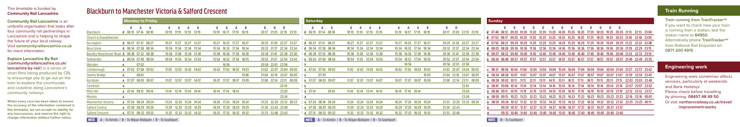This timetable is funded by **Community Rail Lancashire**

**Community Rail Lancashire** is an umbrella organisation that looks after four community rail partnerships in Lancashire and is helping to shape the future of your local railway. Visit **communityraillancashire.co.uk** for more information.

**Explore Lancashire By Rail** (**communityraillancashire.co.uk/lancashire-by-rail/**) is a series of short films being produced by CRL to encourage you to go out on the train to explore the countryside and coastline along Lancashire's community railways.

**Whilst every care has been taken to ensure the accuracy of the information contained in this timetable, we can accept no liability for any inaccuracies, and reserve the right to change information without further notice.**

# Blackburn to Manchester Victoria & Salford Crescent

## Monday to Friday

| | | A | A | A | A | A | A | A | A | A | A | B | B | D | B | |
|---|---|---|---|---|---|---|---|---|---|---|---|---|---|---|---|---|
| Blackburn | d | 06:19 | 07:14 | 08:18 | 10:19 | 11:19 | 12:19 | 13:19 | 15:19 | 16:17 | 17:19 | 18:19 | 20:17 | 21:20 | 22:19 | 23:19 |
| Church & Oswaldtwistle | | | | | | | | | | | | | | | | |
| Accrington | d | 06:27 | 07:21 | 08:27 | 10:27 | 11:27 | 12:27 | 13:27 | 15:27 | 16:25 | 17:27 | 18:27 | 20:25 | 21:30 | 22:27 | 23:27 |
| Rose Grove | d | 06:34 | 07:28 | 08:34 | 10:34 | 11:34 | 12:34 | 13:34 | 15:34 | 16:32 | 17:34 | 18:34 | 20:32 | 21:37 | 22:34 | 23:34 |
| Burnley Manchester Road | d | 06:38 | 07:32 | 08:38 | 10:38 | 11:38 | 12:38 | 13:38 | 15:38 | 16:36 | 17:38 | 18:38 | 20:36 | 21:41 | 22:38 | 23:38 |
| Todmorden | a | 06:54 | 07:49 | 08:54 | 10:54 | 11:54 | 12:54 | 13:54 | 15:54 | 16:52 | 17:54 | 18:55 | 20:52 | 21:57 | 22:54 | 23:54 |
| Walsden | a | | 07:52 | | | | | | | 16:56 | | | 20:56 | 22:01 | 22:58 | |
| Littleborough | a | 07:02 | 07:58 | 09:02 | 11:02 | 12:02 | 13:02 | 14:02 | 16:02 | 17:02 | 18:02 | 19:03 | 21:02 | 22:07 | 23:02 | 00:02 |
| Smithy Bridge | a | | 08:01 | | | | | | | | | 19:06 | 21:04 | 22:10 | 23:07 | 00:05 |
| Rochdale | a | 07:07 | 08:05 | 09:07 | 11:07 | 12:07 | 13:07 | 14:07 | 16:07 | 17:07 | 18:07 | 19:09 | 21:08 | 22:14 | 23:11 | 00:09 |
| Castleton | a | | | | | | | | | | | | | | 23:14 | |
| Mills Hill | a | 07:14 | 08:12 | 09:14 | 11:14 | 12:14 | 13:14 | 14:14 | 16:14 | 17:14 | 18:14 | | | | 23:20 | |
| Moston | a | | | | | | | | | | | | | | 23:24 | |
| Manchester Victoria | a | 07:24 | 08:24 | 09:24 | 11:24 | 12:24 | 13:24 | 14:24 | 16:24 | 17:24 | 18:24 | 19:24 | 21:23 | 22:29 | 23:33 | 00:23 |
| Salford Central | a | 07:28 | 08:29 | 09:29 | 11:29 | 12:29 | 13:29 | 14:29 | 16:29 | 17:29 | 18:29 | 19:29 | 21:30 | 22:43 | 23:46 | |
| Salford Crescent | a | 07:31 | 08:32 | 09:32 | 11:32 | 12:32 | 13:32 | 14:32 | 16:32 | 17:32 | 18:32 | 19:32 | 21:33 | 22:46 | 23:43 | |

**NOTE** A – To Kirkby / B – To Wigan Wallgate / D – To Southport

## Saturday

| | | A | A | A | A | A | A | A | A | A | A | B | B | D | | |
|---|---|---|---|---|---|---|---|---|---|---|---|---|---|---|---|---|
| Blackburn | d | 06:19 | 07:14 | 08:18 | 10:19 | 11:19 | 12:19 | 13:19 | 15:19 | 16:17 | 17:19 | 18:19 | 20:17 | 21:20 | 22:19 | 23:19 |
| Church & Oswaldtwistle | | | | | | | | | | | | | | | | |
| Accrington | d | 06:27 | 07:21 | 08:27 | 10:27 | 11:27 | 12:27 | 13:27 | 15:27 | 16:25 | 17:27 | 18:27 | 20:25 | 21:30 | 22:27 | 23:27 |
| Rose Grove | d | 06:34 | 07:28 | 08:34 | 10:34 | 11:34 | 12:34 | 13:34 | 15:34 | 16:32 | 17:34 | 18:34 | 20:32 | 21:37 | 22:34 | 23:34 |
| Burnley Manchester Road | d | 06:38 | 07:32 | 08:38 | 10:38 | 11:38 | 12:38 | 13:38 | 15:38 | 16:36 | 17:38 | 18:38 | 20:36 | 21:41 | 22:38 | 23:38 |
| Todmorden | a | 06:54 | 07:49 | 08:54 | 10:54 | 11:55 | 12:54 | 13:54 | 15:54 | 16:52 | 17:54 | 18:55 | 20:52 | 21:57 | 22:54 | 23:54 |
| Walsden | a | | | | | | | | | 16:56 | | | 20:56 | 22:01 | 22:58 | |
| Littleborough | a | 07:02 | 07:56 | 09:02 | 11:02 | 12:02 | 13:02 | 14:02 | 16:02 | 17:02 | 18:02 | 19:02 | 21:02 | 22:07 | 23:02 | 00:02 |
| Smithy Bridge | a | | 07:59 | | | | | | | | | 19:05 | 21:04 | 22:10 | 23:07 | 00:05 |
| Rochdale | a | 07:07 | 08:03 | 09:07 | 11:07 | 12:07 | 13:07 | 14:07 | 16:07 | 17:07 | 18:07 | 19:09 | 21:08 | 22:14 | 23:11 | 00:09 |
| Castleton | a | | | | | | | | | | | | | | 23:14 | |
| Mills Hill | a | 07:14 | | 09:14 | 11:14 | 12:14 | 13:14 | 14:14 | 16:14 | 17:14 | 18:14 | | | | 23:20 | |
| Moston | a | | | | | | | | | | | | | | 23:24 | |
| Manchester Victoria | a | 07:24 | 08:24 | 09:24 | 11:24 | 12:24 | 13:24 | 14:24 | 16:24 | 17:24 | 18:24 | 19:24 | 21:23 | 22:29 | 23:33 | 00:24 |
| Salford Central | a | 07:28 | 08:29 | 09:29 | 11:29 | 12:29 | 13:29 | 14:29 | 16:29 | 17:29 | 18:29 | 19:29 | 21:29 | 22:43 | | |
| Salford Crescent | a | 07:31 | 08:32 | 09:32 | 11:32 | 12:32 | 13:32 | 14:32 | 16:32 | 17:32 | 18:32 | 19:32 | 21:33 | 22:46 | | |

**NOTE** A – To Kirkby / B – To Wigan Wallgate / D – To Southport

## Sunday

| | | D | D | D | D | D | D | D | D | D | D | D | D | | | | | |
|---|---|---|---|---|---|---|---|---|---|---|---|---|---|---|---|---|---|---|
| Blackburn | d | 07:48 | 08:12 | 09:20 | 10:20 | 11:20 | 12:20 | 13:20 | 14:20 | 15:20 | 16:20 | 17:20 | 18:20 | 19:20 | 20:20 | 21:13 | | 23:00 |
| Church & Oswaldtwistle | d | 07:53 | 08:17 | 09:25 | 10:25 | 11:25 | 12:25 | 13:25 | 14:25 | 15:25 | 16:25 | 17:25 | 18:25 | 19:25 | 20:25 | 21:18 | 22:18 | 23:05 |
| Accrington | d | 07:56 | 08:21 | 09:29 | 10:29 | 11:29 | 12:29 | 13:29 | 14:29 | 15:29 | 16:29 | 17:29 | 18:29 | 19:29 | 20:29 | 21:22 | 22:22 | 23:08 |
| Rose Grove | d | 08:03 | 08:28 | 09:36 | 10:36 | 11:36 | 12:36 | 13:36 | 14:36 | 15:36 | 16:36 | 17:36 | 18:36 | 19:36 | 20:36 | 21:29 | 22:29 | 23:15 |
| Burnley Manchester Road | d | 08:07 | 08:32 | 09:40 | 10:40 | 11:40 | 12:40 | 13:40 | 14:40 | 15:40 | 16:40 | 17:40 | 18:40 | 19:40 | 20:40 | 21:33 | 22:33 | 23:19 |
| Todmorden | a | 08:24 | 08:48 | 09:57 | 10:57 | 11:57 | 12:57 | 13:57 | 14:57 | 15:57 | 16:57 | 17:57 | 18:57 | 19:57 | 20:57 | 21:49 | 22:49 | 23:36 |
| Walsden | a | | | | | | | | | | | | | | | | | |
| Littleborough | a | 08:31 | 08:56 | 10:04 | 11:04 | 12:04 | 13:04 | 14:04 | 15:04 | 16:04 | 17:04 | 18:04 | 19:04 | 20:04 | 21:04 | 21:57 | 22:57 | 23:42 |
| Smithy Bridge | a | 08:34 | 08:58 | 10:07 | 11:07 | 12:07 | 13:07 | 14:07 | 15:07 | 16:07 | 17:07 | 18:07 | 19:07 | 20:07 | 21:07 | 21:59 | 22:59 | 23:45 |
| Rochdale | a | 08:38 | 09:02 | 10:11 | 11:11 | 12:11 | 13:11 | 14:11 | 15:11 | 16:11 | 17:11 | 18:11 | 19:11 | 20:11 | 21:11 | 22:03 | 23:03 | 23:49 |
| Castleton | a | 08:41 | 09:06 | 10:14 | 11:14 | 12:14 | 13:14 | 14:14 | 15:14 | 16:14 | 17:14 | 18:14 | 19:14 | 20:14 | 21:14 | 22:07 | 23:07 | 23:52 |
| Mills Hill | a | 08:46 | 09:11 | 10:19 | 11:19 | 12:19 | 13:19 | 14:19 | 15:19 | 16:19 | 17:19 | 18:19 | 19:19 | 20:19 | 21:19 | 22:12 | 23:12 | 23:57 |
| Moston | a | 08:50 | 09:15 | 10:23 | 11:23 | 12:23 | 13:23 | 14:23 | 15:23 | 16:23 | 17:23 | 18:23 | 19:23 | 20:23 | 21:23 | 22:16 | 23:16 | 00:01 |
| Manchester Victoria | a | 08:59 | 09:24 | 10:32 | 11:32 | 12:32 | 13:32 | 14:32 | 15:33 | 16:32 | 17:32 | 18:32 | 19:32 | 20:32 | 21:32 | 22:25 | 23:25 | 00:10 |
| Salford Central | a | | 09:29 | 10:37 | 11:37 | 12:37 | 13:37 | 14:37 | 15:38 | 16:37 | 17:37 | 18:37 | 19:37 | 20:37 | 21:37 | | | |
| Salford Crescent | a | | 09:32 | 10:40 | 11:40 | 12:40 | 13:40 | 14:40 | 15:41 | 16:40 | 17:40 | 18:40 | 19:40 | 20:40 | 21:40 | | | |

**NOTE** D – To Southport

## Train Running

**Train running from TrainTracker™**
If you want to check how your train is running from a station, text the station name to **84950**.
Alternatively phone **TrainTracker™** from National Rail Enquiries on: **0871 200 4915**

## Engineering work

Engineering work sometimes affects services, particularly at weekends and Bank Holidays.
Please check before travelling by phoning: **08457 48 49 50**
Or visit: **northernrailway.co.uk/travel/improvement-works**